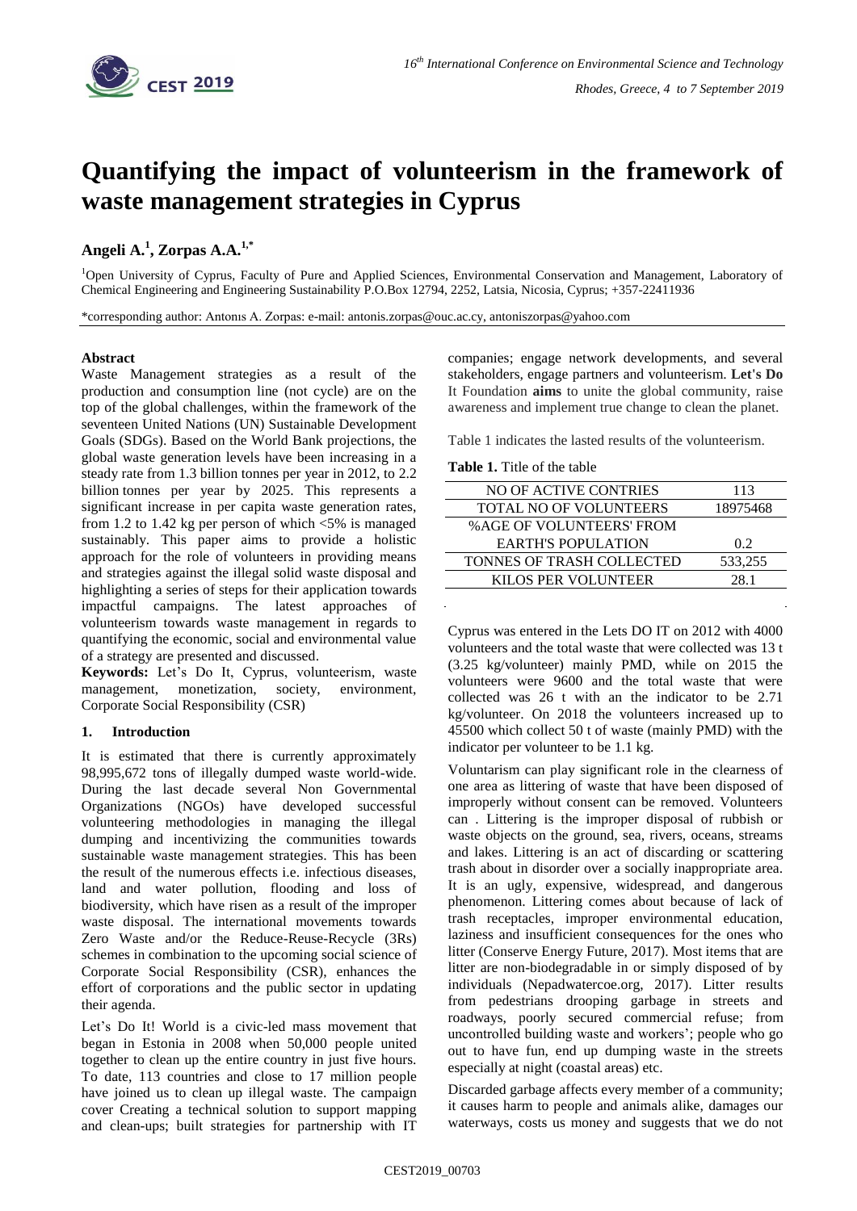# Quantifying the impact of volunteerism in the framework of waste management strategies in Cyprus

**Angeli A.[1], Zorpas A.A.[1,*]**

[1]Open University of Cyprus, Faculty of Pure and Applied Sciences, Environmental Conservation and Management, Laboratory of Chemical Engineering and Engineering Sustainability P.O.Box 12794, 2252, Latsia, Nicosia, Cyprus; +357-22411936

*corresponding author: Antonıs A. Zorpas: e-mail: antonis.zorpas@ouc.ac.cy, antoniszorpas@yahoo.com

**Abstract**

Waste Management strategies as a result of the production and consumption line (not cycle) are on the top of the global challenges, within the framework of the seventeen United Nations (UN) Sustainable Development Goals (SDGs). Based on the World Bank projections, the global waste generation levels have been increasing in a steady rate from 1.3 billion tonnes per year in 2012, to 2.2 billion tonnes per year by 2025. This represents a significant increase in per capita waste generation rates, from 1.2 to 1.42 kg per person of which <5% is managed sustainably. This paper aims to provide a holistic approach for the role of volunteers in providing means and strategies against the illegal solid waste disposal and highlighting a series of steps for their application towards impactful campaigns. The latest approaches of volunteerism towards waste management in regards to quantifying the economic, social and environmental value of a strategy are presented and discussed.

**Keywords:** Let's Do It, Cyprus, volunteerism, waste management, monetization, society, environment, Corporate Social Responsibility (CSR)

## 1. Introduction

It is estimated that there is currently approximately 98,995,672 tons of illegally dumped waste world-wide. During the last decade several Non Governmental Organizations (NGOs) have developed successful volunteering methodologies in managing the illegal dumping and incentivizing the communities towards sustainable waste management strategies. This has been the result of the numerous effects i.e. infectious diseases, land and water pollution, flooding and loss of biodiversity, which have risen as a result of the improper waste disposal. The international movements towards Zero Waste and/or the Reduce-Reuse-Recycle (3Rs) schemes in combination to the upcoming social science of Corporate Social Responsibility (CSR), enhances the effort of corporations and the public sector in updating their agenda.

Let's Do It! World is a civic-led mass movement that began in Estonia in 2008 when 50,000 people united together to clean up the entire country in just five hours. To date, 113 countries and close to 17 million people have joined us to clean up illegal waste. The campaign cover Creating a technical solution to support mapping and clean-ups; built strategies for partnership with IT companies; engage network developments, and several stakeholders, engage partners and volunteerism. **Let's Do** It Foundation **aims** to unite the global community, raise awareness and implement true change to clean the planet.

Table 1 indicates the lasted results of the volunteerism.

**Table 1.** Title of the table

| NO OF ACTIVE CONTRIES | 113 |
|---|---|
| TOTAL NO OF VOLUNTEERS | 18975468 |
| %AGE OF VOLUNTEERS' FROM EARTH'S POPULATION | 0.2 |
| TONNES OF TRASH COLLECTED | 533,255 |
| KILOS PER VOLUNTEER | 28.1 |

Cyprus was entered in the Lets DO IT on 2012 with 4000 volunteers and the total waste that were collected was 13 t (3.25 kg/volunteer) mainly PMD, while on 2015 the volunteers were 9600 and the total waste that were collected was 26 t with an the indicator to be 2.71 kg/volunteer. On 2018 the volunteers increased up to 45500 which collect 50 t of waste (mainly PMD) with the indicator per volunteer to be 1.1 kg.

Voluntarism can play significant role in the clearness of one area as littering of waste that have been disposed of improperly without consent can be removed. Volunteers can . Littering is the improper disposal of rubbish or waste objects on the ground, sea, rivers, oceans, streams and lakes. Littering is an act of discarding or scattering trash about in disorder over a socially inappropriate area. It is an ugly, expensive, widespread, and dangerous phenomenon. Littering comes about because of lack of trash receptacles, improper environmental education, laziness and insufficient consequences for the ones who litter (Conserve Energy Future, 2017). Most items that are litter are non-biodegradable in or simply disposed of by individuals (Nepadwatercoe.org, 2017). Litter results from pedestrians drooping garbage in streets and roadways, poorly secured commercial refuse; from uncontrolled building waste and workers'; people who go out to have fun, end up dumping waste in the streets especially at night (coastal areas) etc.

Discarded garbage affects every member of a community; it causes harm to people and animals alike, damages our waterways, costs us money and suggests that we do not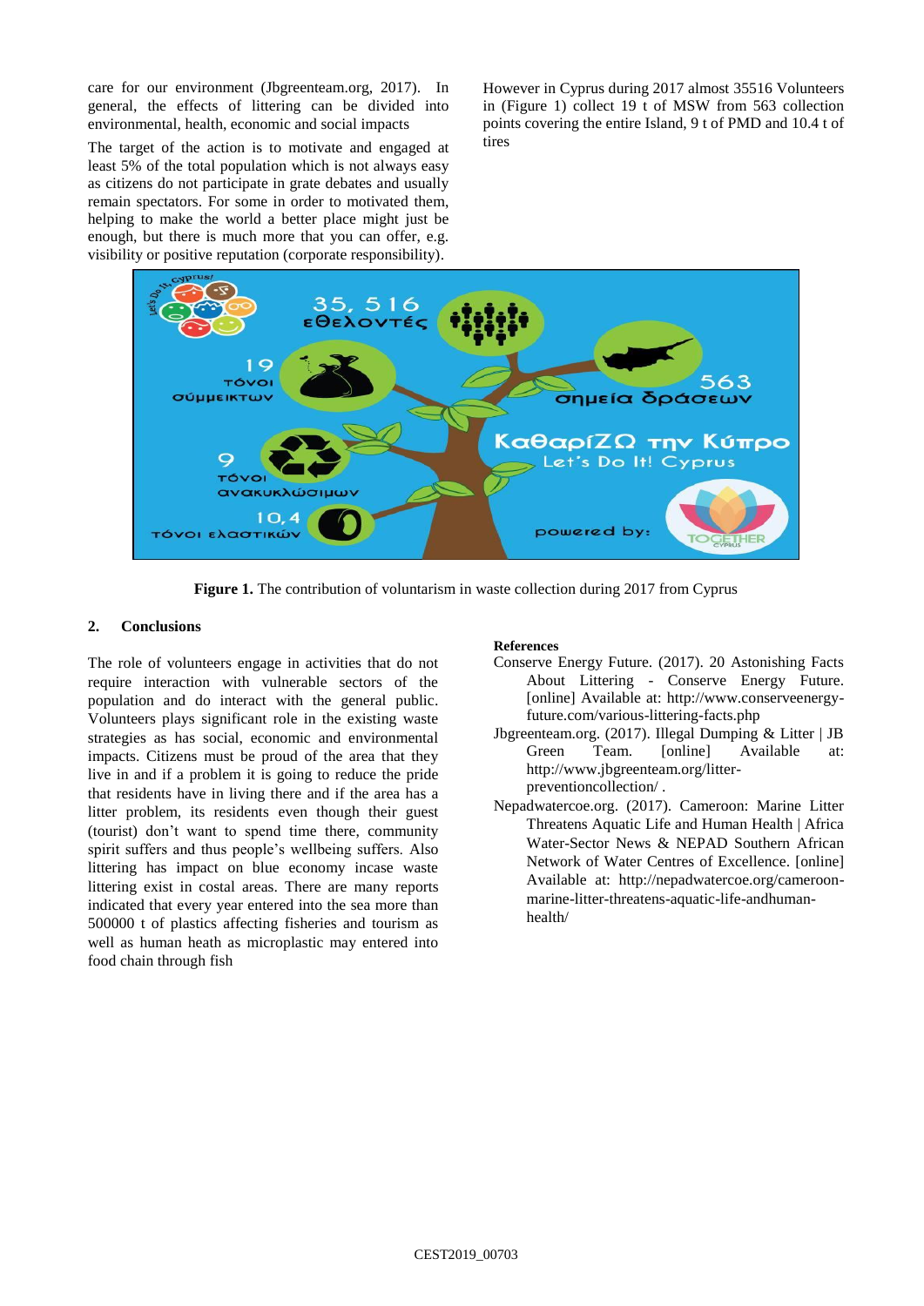care for our environment (Jbgreenteam.org, 2017). In general, the effects of littering can be divided into environmental, health, economic and social impacts

The target of the action is to motivate and engaged at least 5% of the total population which is not always easy as citizens do not participate in grate debates and usually remain spectators. For some in order to motivated them, helping to make the world a better place might just be enough, but there is much more that you can offer, e.g. visibility or positive reputation (corporate responsibility).

However in Cyprus during 2017 almost 35516 Volunteers in (Figure 1) collect 19 t of MSW from 563 collection points covering the entire Island, 9 t of PMD and 10.4 t of tires

Let's Do It, Cyprus!

35, 516
εθελοντές

19
τόνοι
σύμμεικτων

563
σημεία δράσεων

ΚαθαρίΖΩ την Κύπρο
Let's Do It! Cyprus

9
τόνοι
ανακυκλώσιμων

10,4
τόνοι ελαστικών

powered by:

TOGETHER
CYPRUS

**Figure 1.** The contribution of voluntarism in waste collection during 2017 from Cyprus

## 2. Conclusions

The role of volunteers engage in activities that do not require interaction with vulnerable sectors of the population and do interact with the general public. Volunteers plays significant role in the existing waste strategies as has social, economic and environmental impacts. Citizens must be proud of the area that they live in and if a problem it is going to reduce the pride that residents have in living there and if the area has a litter problem, its residents even though their guest (tourist) don't want to spend time there, community spirit suffers and thus people's wellbeing suffers. Also littering has impact on blue economy incase waste littering exist in costal areas. There are many reports indicated that every year entered into the sea more than 500000 t of plastics affecting fisheries and tourism as well as human heath as microplastic may entered into food chain through fish

**References**

Conserve Energy Future. (2017). 20 Astonishing Facts About Littering - Conserve Energy Future. [online] Available at: http://www.conserveenergy-future.com/various-littering-facts.php

Jbgreenteam.org. (2017). Illegal Dumping & Litter | JB Green Team. [online] Available at: http://www.jbgreenteam.org/litter-preventioncollection/ .

Nepadwatercoe.org. (2017). Cameroon: Marine Litter Threatens Aquatic Life and Human Health | Africa Water-Sector News & NEPAD Southern African Network of Water Centres of Excellence. [online] Available at: http://nepadwatercoe.org/cameroon-marine-litter-threatens-aquatic-life-andhuman-health/